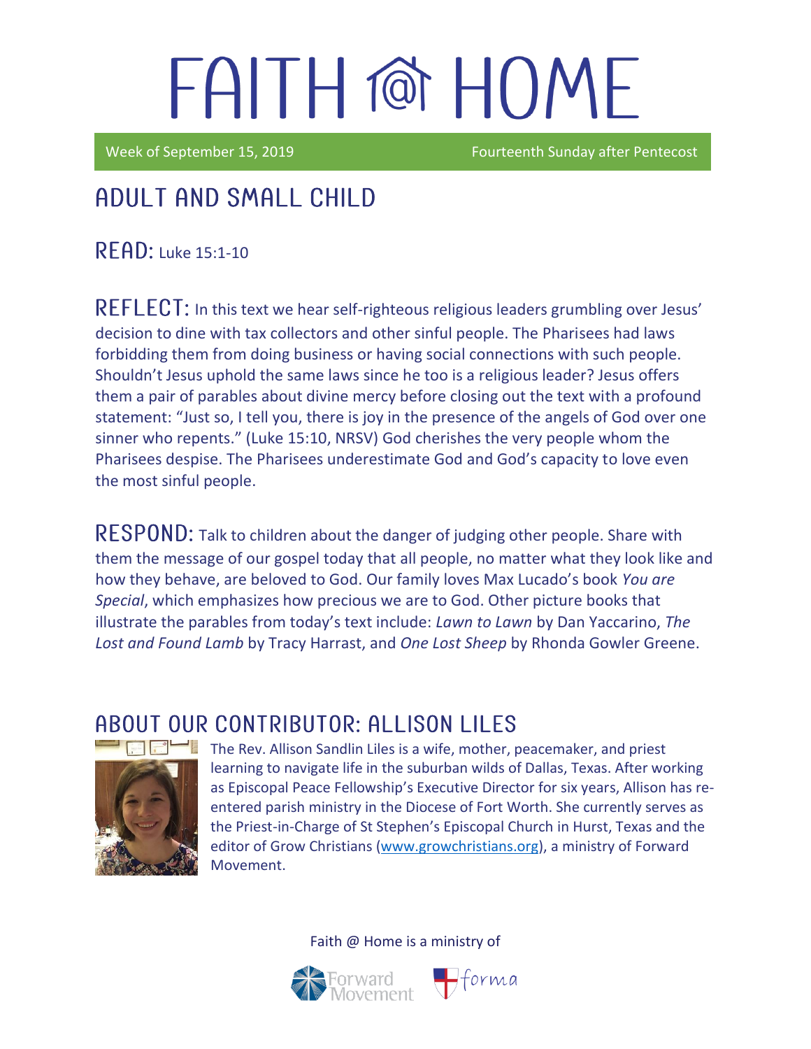# FAITH @ HOME

Week of September 15, 2019 Fourteenth Sunday after Pentecost

## ADULT AND SMALL CHILD

**READ:** Luke 15:1-10

**REFLECT:** In this text we hear self-righteous religious leaders grumbling over Jesus' decision to dine with tax collectors and other sinful people. The Pharisees had laws forbidding them from doing business or having social connections with such people. Shouldn't Jesus uphold the same laws since he too is a religious leader? Jesus offers them a pair of parables about divine mercy before closing out the text with a profound statement: "Just so, I tell you, there is joy in the presence of the angels of God over one sinner who repents." (Luke 15:10, NRSV) God cherishes the very people whom the Pharisees despise. The Pharisees underestimate God and God's capacity to love even the most sinful people.

**RESPOND:** Talk to children about the danger of judging other people. Share with them the message of our gospel today that all people, no matter what they look like and how they behave, are beloved to God. Our family loves Max Lucado's book *You are Special*, which emphasizes how precious we are to God. Other picture books that illustrate the parables from today's text include: *Lawn to Lawn* by Dan Yaccarino, *The Lost and Found Lamb* by Tracy Harrast, and *One Lost Sheep* by Rhonda Gowler Greene.

## ABOUT OUR CONTRIBUTOR: ALLISON LILES

The Rev. Allison Sandlin Liles is a wife, mother, peacemaker, and priest learning to navigate life in the suburban wilds of Dallas, Texas. After working as Episcopal Peace Fellowship's Executive Director for six years, Allison has re-entered parish ministry in the Diocese of Fort Worth. She currently serves as the Priest-in-Charge of St Stephen's Episcopal Church in Hurst, Texas and the editor of Grow Christians (www.growchristians.org), a ministry of Forward Movement.

Faith @ Home is a ministry of Forward Movement forma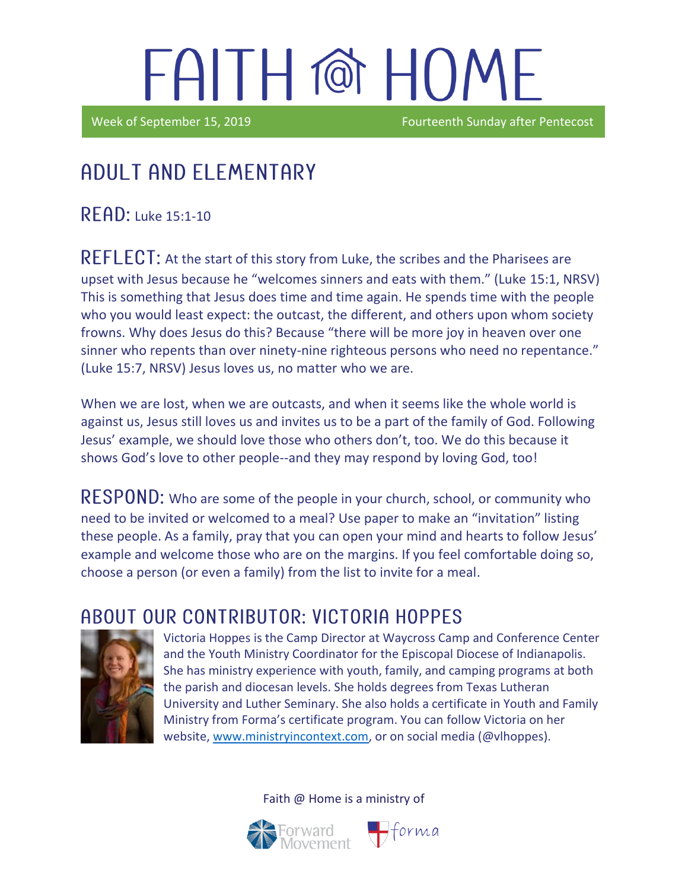# FAITH @ HOME

Week of September 15, 2019 Fourteenth Sunday after Pentecost

## ADULT AND ELEMENTARY

**READ:** Luke 15:1-10

**REFLECT:** At the start of this story from Luke, the scribes and the Pharisees are upset with Jesus because he "welcomes sinners and eats with them." (Luke 15:1, NRSV) This is something that Jesus does time and time again. He spends time with the people who you would least expect: the outcast, the different, and others upon whom society frowns. Why does Jesus do this? Because "there will be more joy in heaven over one sinner who repents than over ninety-nine righteous persons who need no repentance." (Luke 15:7, NRSV) Jesus loves us, no matter who we are.

When we are lost, when we are outcasts, and when it seems like the whole world is against us, Jesus still loves us and invites us to be a part of the family of God. Following Jesus' example, we should love those who others don't, too. We do this because it shows God's love to other people--and they may respond by loving God, too!

**RESPOND:** Who are some of the people in your church, school, or community who need to be invited or welcomed to a meal? Use paper to make an "invitation" listing these people. As a family, pray that you can open your mind and hearts to follow Jesus' example and welcome those who are on the margins. If you feel comfortable doing so, choose a person (or even a family) from the list to invite for a meal.

## ABOUT OUR CONTRIBUTOR: VICTORIA HOPPES

Victoria Hoppes is the Camp Director at Waycross Camp and Conference Center and the Youth Ministry Coordinator for the Episcopal Diocese of Indianapolis. She has ministry experience with youth, family, and camping programs at both the parish and diocesan levels. She holds degrees from Texas Lutheran University and Luther Seminary. She also holds a certificate in Youth and Family Ministry from Forma's certificate program. You can follow Victoria on her website, www.ministryincontext.com, or on social media (@vlhoppes).

Faith @ Home is a ministry of Forward Movement forma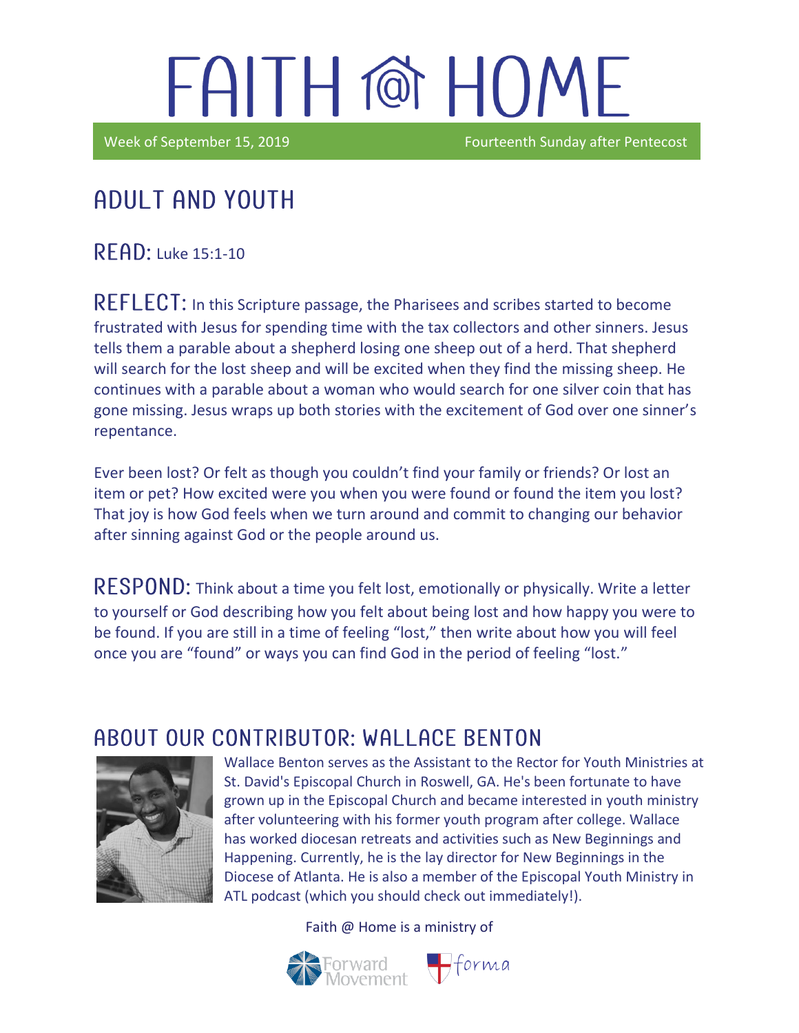# FAITH @ HOME

Week of September 15, 2019 Fourteenth Sunday after Pentecost

## ADULT AND YOUTH

**READ:** Luke 15:1-10

**REFLECT:** In this Scripture passage, the Pharisees and scribes started to become frustrated with Jesus for spending time with the tax collectors and other sinners. Jesus tells them a parable about a shepherd losing one sheep out of a herd. That shepherd will search for the lost sheep and will be excited when they find the missing sheep. He continues with a parable about a woman who would search for one silver coin that has gone missing. Jesus wraps up both stories with the excitement of God over one sinner's repentance.

Ever been lost? Or felt as though you couldn't find your family or friends? Or lost an item or pet? How excited were you when you were found or found the item you lost? That joy is how God feels when we turn around and commit to changing our behavior after sinning against God or the people around us.

**RESPOND:** Think about a time you felt lost, emotionally or physically. Write a letter to yourself or God describing how you felt about being lost and how happy you were to be found. If you are still in a time of feeling "lost," then write about how you will feel once you are "found" or ways you can find God in the period of feeling "lost."

## ABOUT OUR CONTRIBUTOR: WALLACE BENTON

Wallace Benton serves as the Assistant to the Rector for Youth Ministries at St. David's Episcopal Church in Roswell, GA. He's been fortunate to have grown up in the Episcopal Church and became interested in youth ministry after volunteering with his former youth program after college. Wallace has worked diocesan retreats and activities such as New Beginnings and Happening. Currently, he is the lay director for New Beginnings in the Diocese of Atlanta. He is also a member of the Episcopal Youth Ministry in ATL podcast (which you should check out immediately!).

Faith @ Home is a ministry of

Forward Movement forma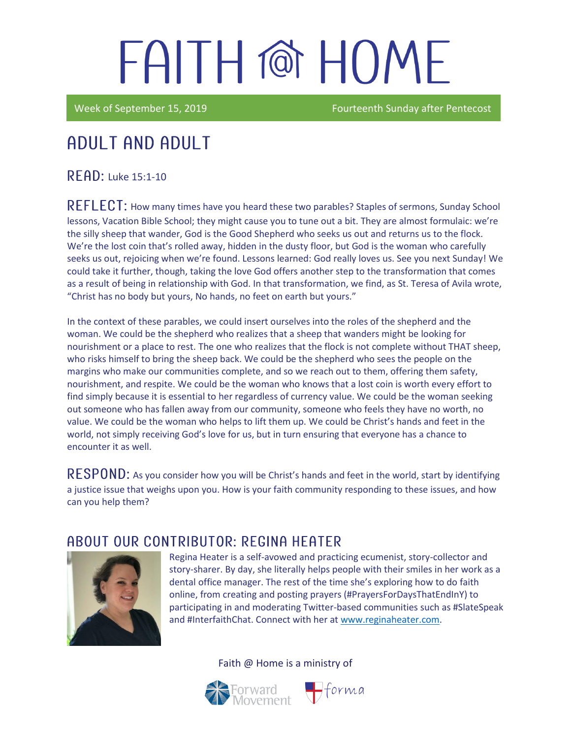# FAITH @ HOME

Week of September 15, 2019 | Fourteenth Sunday after Pentecost

## ADULT AND ADULT

**READ:** Luke 15:1-10

**REFLECT:** How many times have you heard these two parables? Staples of sermons, Sunday School lessons, Vacation Bible School; they might cause you to tune out a bit. They are almost formulaic: we're the silly sheep that wander, God is the Good Shepherd who seeks us out and returns us to the flock. We're the lost coin that's rolled away, hidden in the dusty floor, but God is the woman who carefully seeks us out, rejoicing when we're found. Lessons learned: God really loves us. See you next Sunday! We could take it further, though, taking the love God offers another step to the transformation that comes as a result of being in relationship with God. In that transformation, we find, as St. Teresa of Avila wrote, "Christ has no body but yours, No hands, no feet on earth but yours."

In the context of these parables, we could insert ourselves into the roles of the shepherd and the woman. We could be the shepherd who realizes that a sheep that wanders might be looking for nourishment or a place to rest. The one who realizes that the flock is not complete without THAT sheep, who risks himself to bring the sheep back. We could be the shepherd who sees the people on the margins who make our communities complete, and so we reach out to them, offering them safety, nourishment, and respite. We could be the woman who knows that a lost coin is worth every effort to find simply because it is essential to her regardless of currency value. We could be the woman seeking out someone who has fallen away from our community, someone who feels they have no worth, no value. We could be the woman who helps to lift them up. We could be Christ's hands and feet in the world, not simply receiving God's love for us, but in turn ensuring that everyone has a chance to encounter it as well.

**RESPOND:** As you consider how you will be Christ's hands and feet in the world, start by identifying a justice issue that weighs upon you. How is your faith community responding to these issues, and how can you help them?

## ABOUT OUR CONTRIBUTOR: REGINA HEATER

Regina Heater is a self-avowed and practicing ecumenist, story-collector and story-sharer. By day, she literally helps people with their smiles in her work as a dental office manager. The rest of the time she's exploring how to do faith online, from creating and posting prayers (#PrayersForDaysThatEndInY) to participating in and moderating Twitter-based communities such as #SlateSpeak and #InterfaithChat. Connect with her at www.reginaheater.com.

Faith @ Home is a ministry of

Forward Movement | forma